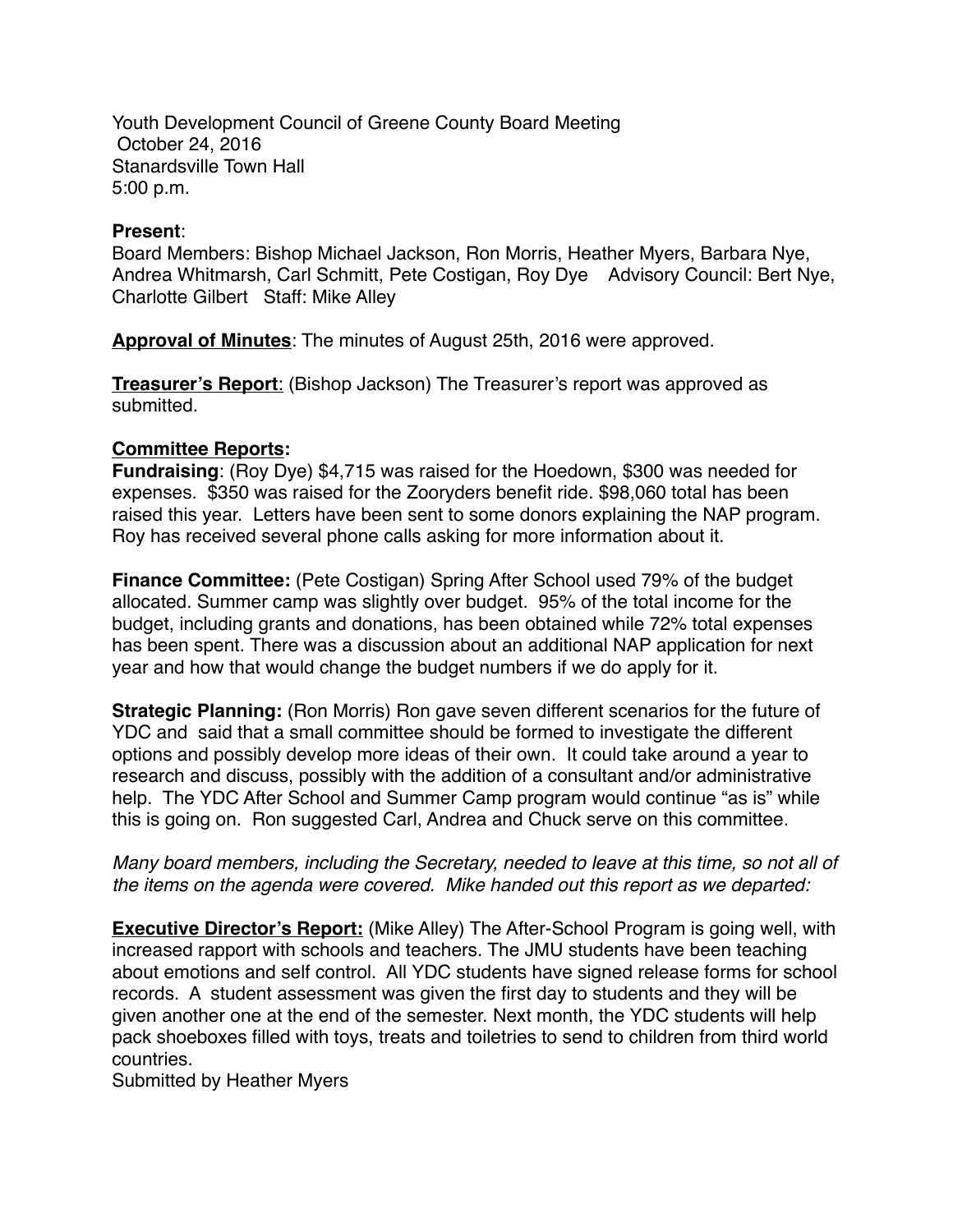Youth Development Council of Greene County Board Meeting
October 24, 2016
Stanardsville Town Hall
5:00 p.m.

**Present**:
Board Members: Bishop Michael Jackson, Ron Morris, Heather Myers, Barbara Nye, Andrea Whitmarsh, Carl Schmitt, Pete Costigan, Roy Dye Advisory Council: Bert Nye, Charlotte Gilbert Staff: Mike Alley

**Approval of Minutes**: The minutes of August 25th, 2016 were approved.

**Treasurer's Report**: (Bishop Jackson) The Treasurer's report was approved as submitted.

**Committee Reports:**

**Fundraising**: (Roy Dye) $4,715 was raised for the Hoedown, $300 was needed for expenses. $350 was raised for the Zooryders benefit ride. $98,060 total has been raised this year. Letters have been sent to some donors explaining the NAP program. Roy has received several phone calls asking for more information about it.

**Finance Committee:** (Pete Costigan) Spring After School used 79% of the budget allocated. Summer camp was slightly over budget. 95% of the total income for the budget, including grants and donations, has been obtained while 72% total expenses has been spent. There was a discussion about an additional NAP application for next year and how that would change the budget numbers if we do apply for it.

**Strategic Planning:** (Ron Morris) Ron gave seven different scenarios for the future of YDC and said that a small committee should be formed to investigate the different options and possibly develop more ideas of their own. It could take around a year to research and discuss, possibly with the addition of a consultant and/or administrative help. The YDC After School and Summer Camp program would continue "as is" while this is going on. Ron suggested Carl, Andrea and Chuck serve on this committee.

*Many board members, including the Secretary, needed to leave at this time, so not all of the items on the agenda were covered. Mike handed out this report as we departed:*

**Executive Director's Report:** (Mike Alley) The After-School Program is going well, with increased rapport with schools and teachers. The JMU students have been teaching about emotions and self control. All YDC students have signed release forms for school records. A student assessment was given the first day to students and they will be given another one at the end of the semester. Next month, the YDC students will help pack shoeboxes filled with toys, treats and toiletries to send to children from third world countries.

Submitted by Heather Myers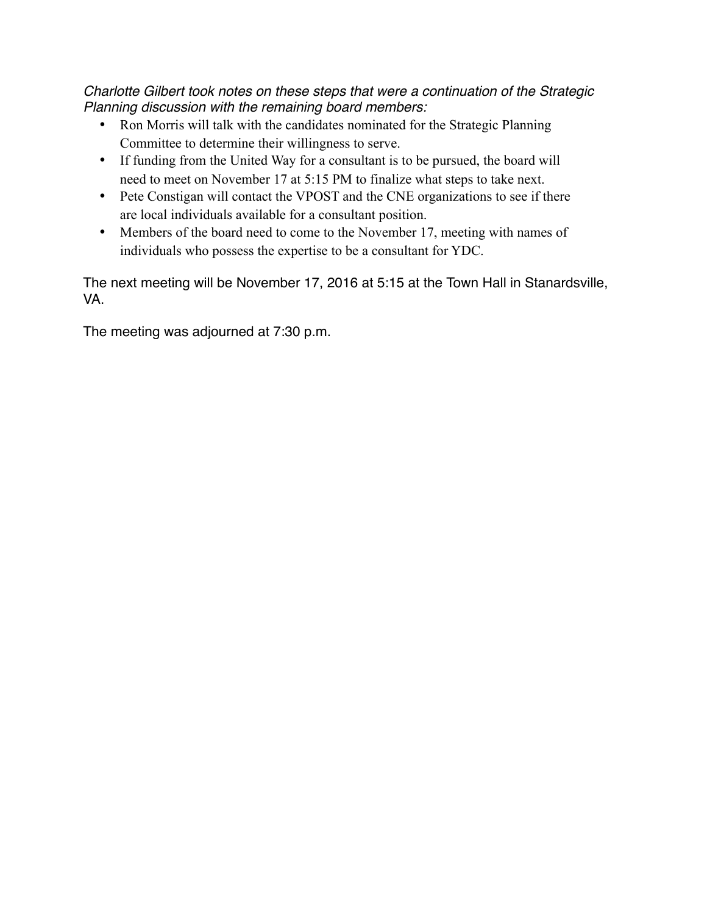*Charlotte Gilbert took notes on these steps that were a continuation of the Strategic Planning discussion with the remaining board members:*

- Ron Morris will talk with the candidates nominated for the Strategic Planning Committee to determine their willingness to serve.
- If funding from the United Way for a consultant is to be pursued, the board will need to meet on November 17 at 5:15 PM to finalize what steps to take next.
- Pete Constigan will contact the VPOST and the CNE organizations to see if there are local individuals available for a consultant position.
- Members of the board need to come to the November 17, meeting with names of individuals who possess the expertise to be a consultant for YDC.

The next meeting will be November 17, 2016 at 5:15 at the Town Hall in Stanardsville, VA.

The meeting was adjourned at 7:30 p.m.